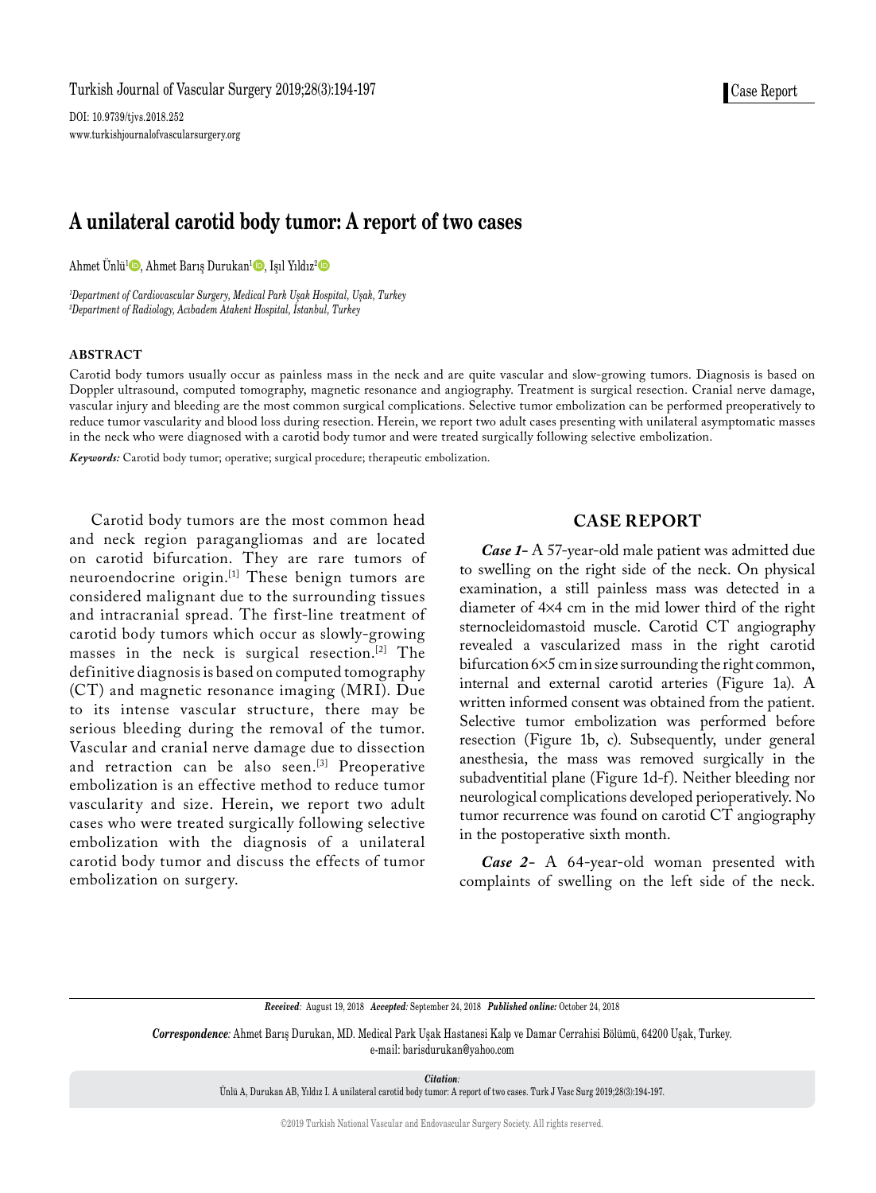Case Report

DOI: 10.9739/tjvs.2018.252
www.turkishjournalofvascularsurgery.org

# A unilateral carotid body tumor: A report of two cases

Ahmet Ünlü[1], Ahmet Barış Durukan[1], Işıl Yıldız[2]

*[1]Department of Cardiovascular Surgery, Medical Park Uşak Hospital, Uşak, Turkey*
*[2]Department of Radiology, Acıbadem Atakent Hospital, İstanbul, Turkey*

## ABSTRACT

Carotid body tumors usually occur as painless mass in the neck and are quite vascular and slow-growing tumors. Diagnosis is based on Doppler ultrasound, computed tomography, magnetic resonance and angiography. Treatment is surgical resection. Cranial nerve damage, vascular injury and bleeding are the most common surgical complications. Selective tumor embolization can be performed preoperatively to reduce tumor vascularity and blood loss during resection. Herein, we report two adult cases presenting with unilateral asymptomatic masses in the neck who were diagnosed with a carotid body tumor and were treated surgically following selective embolization.

***Keywords:*** Carotid body tumor; operative; surgical procedure; therapeutic embolization.

Carotid body tumors are the most common head and neck region paragangliomas and are located on carotid bifurcation. They are rare tumors of neuroendocrine origin.[1] These benign tumors are considered malignant due to the surrounding tissues and intracranial spread. The first-line treatment of carotid body tumors which occur as slowly-growing masses in the neck is surgical resection.[2] The definitive diagnosis is based on computed tomography (CT) and magnetic resonance imaging (MRI). Due to its intense vascular structure, there may be serious bleeding during the removal of the tumor. Vascular and cranial nerve damage due to dissection and retraction can be also seen.[3] Preoperative embolization is an effective method to reduce tumor vascularity and size. Herein, we report two adult cases who were treated surgically following selective embolization with the diagnosis of a unilateral carotid body tumor and discuss the effects of tumor embolization on surgery.

## CASE REPORT

***Case 1-*** A 57-year-old male patient was admitted due to swelling on the right side of the neck. On physical examination, a still painless mass was detected in a diameter of 4×4 cm in the mid lower third of the right sternocleidomastoid muscle. Carotid CT angiography revealed a vascularized mass in the right carotid bifurcation 6×5 cm in size surrounding the right common, internal and external carotid arteries (Figure 1a). A written informed consent was obtained from the patient. Selective tumor embolization was performed before resection (Figure 1b, c). Subsequently, under general anesthesia, the mass was removed surgically in the subadventitial plane (Figure 1d-f). Neither bleeding nor neurological complications developed perioperatively. No tumor recurrence was found on carotid CT angiography in the postoperative sixth month.

***Case 2-*** A 64-year-old woman presented with complaints of swelling on the left side of the neck.

***Received:*** August 19, 2018 ***Accepted:*** September 24, 2018 ***Published online:*** October 24, 2018

***Correspondence:*** Ahmet Barış Durukan, MD. Medical Park Uşak Hastanesi Kalp ve Damar Cerrahisi Bölümü, 64200 Uşak, Turkey.
e-mail: barisdurukan@yahoo.com

***Citation:***
Ünlü A, Durukan AB, Yıldız I. A unilateral carotid body tumor: A report of two cases. Turk J Vasc Surg 2019;28(3):194-197.

©2019 Turkish National Vascular and Endovascular Surgery Society. All rights reserved.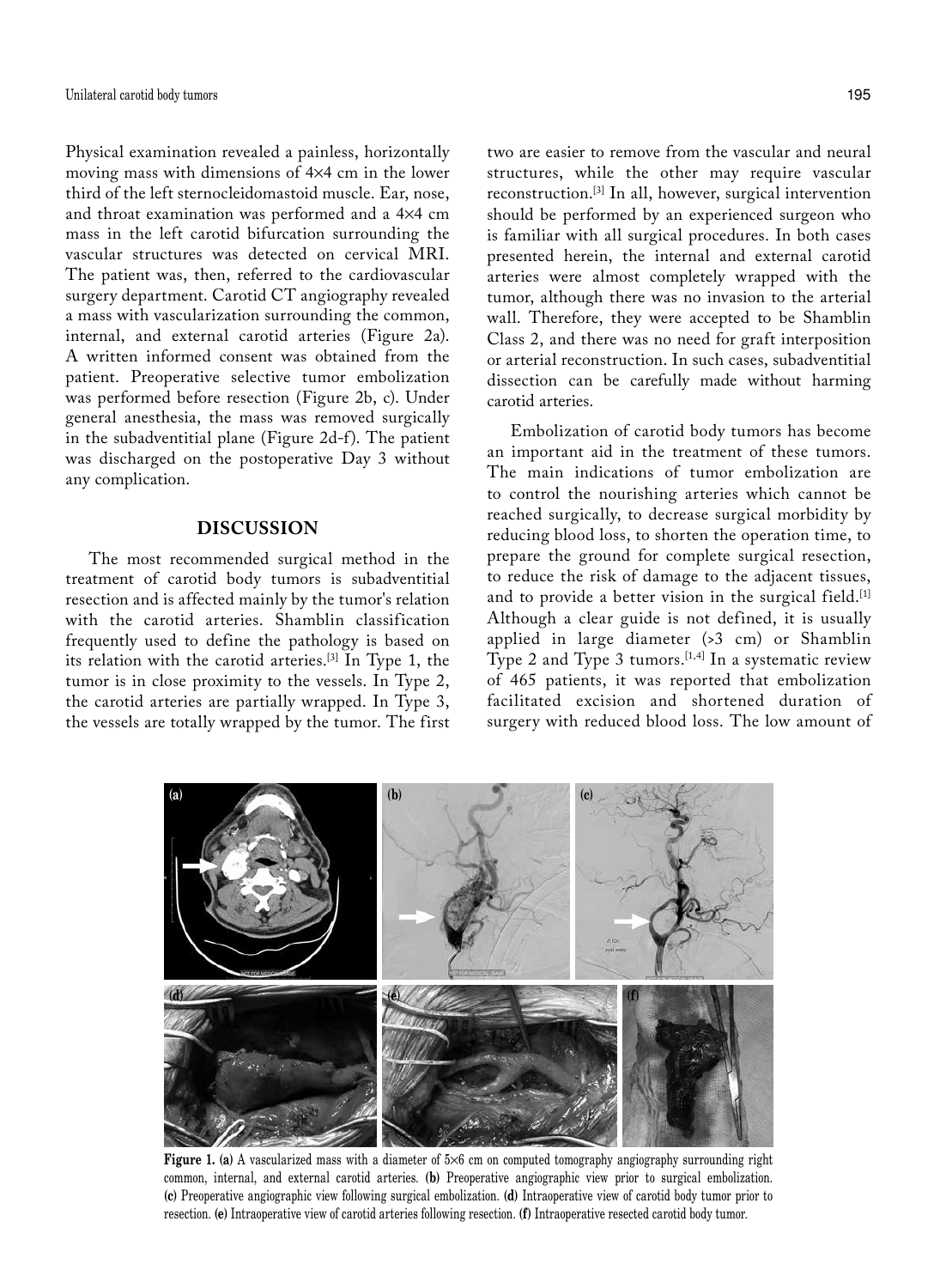Physical examination revealed a painless, horizontally moving mass with dimensions of 4×4 cm in the lower third of the left sternocleidomastoid muscle. Ear, nose, and throat examination was performed and a 4×4 cm mass in the left carotid bifurcation surrounding the vascular structures was detected on cervical MRI. The patient was, then, referred to the cardiovascular surgery department. Carotid CT angiography revealed a mass with vascularization surrounding the common, internal, and external carotid arteries (Figure 2a). A written informed consent was obtained from the patient. Preoperative selective tumor embolization was performed before resection (Figure 2b, c). Under general anesthesia, the mass was removed surgically in the subadventitial plane (Figure 2d-f). The patient was discharged on the postoperative Day 3 without any complication.

## DISCUSSION

The most recommended surgical method in the treatment of carotid body tumors is subadventitial resection and is affected mainly by the tumor's relation with the carotid arteries. Shamblin classification frequently used to define the pathology is based on its relation with the carotid arteries.[3] In Type 1, the tumor is in close proximity to the vessels. In Type 2, the carotid arteries are partially wrapped. In Type 3, the vessels are totally wrapped by the tumor. The first two are easier to remove from the vascular and neural structures, while the other may require vascular reconstruction.[3] In all, however, surgical intervention should be performed by an experienced surgeon who is familiar with all surgical procedures. In both cases presented herein, the internal and external carotid arteries were almost completely wrapped with the tumor, although there was no invasion to the arterial wall. Therefore, they were accepted to be Shamblin Class 2, and there was no need for graft interposition or arterial reconstruction. In such cases, subadventitial dissection can be carefully made without harming carotid arteries.

Embolization of carotid body tumors has become an important aid in the treatment of these tumors. The main indications of tumor embolization are to control the nourishing arteries which cannot be reached surgically, to decrease surgical morbidity by reducing blood loss, to shorten the operation time, to prepare the ground for complete surgical resection, to reduce the risk of damage to the adjacent tissues, and to provide a better vision in the surgical field.[1] Although a clear guide is not defined, it is usually applied in large diameter (>3 cm) or Shamblin Type 2 and Type 3 tumors.[1,4] In a systematic review of 465 patients, it was reported that embolization facilitated excision and shortened duration of surgery with reduced blood loss. The low amount of

**Figure 1.** **(a)** A vascularized mass with a diameter of 5×6 cm on computed tomography angiography surrounding right common, internal, and external carotid arteries. **(b)** Preoperative angiographic view prior to surgical embolization. **(c)** Preoperative angiographic view following surgical embolization. **(d)** Intraoperative view of carotid body tumor prior to resection. **(e)** Intraoperative view of carotid arteries following resection. **(f)** Intraoperative resected carotid body tumor.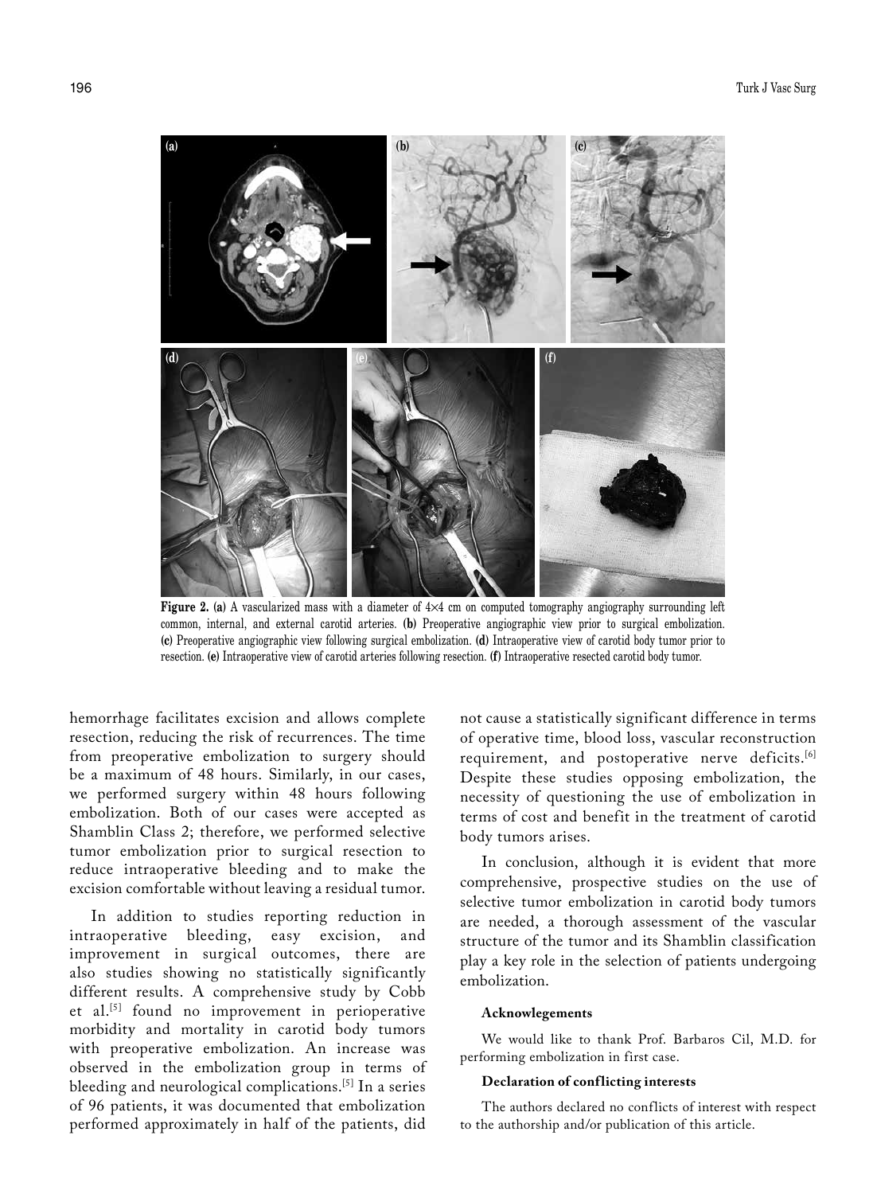**Figure 2. (a)** A vascularized mass with a diameter of 4×4 cm on computed tomography angiography surrounding left common, internal, and external carotid arteries. **(b)** Preoperative angiographic view prior to surgical embolization. **(c)** Preoperative angiographic view following surgical embolization. **(d)** Intraoperative view of carotid body tumor prior to resection. **(e)** Intraoperative view of carotid arteries following resection. **(f)** Intraoperative resected carotid body tumor.

hemorrhage facilitates excision and allows complete resection, reducing the risk of recurrences. The time from preoperative embolization to surgery should be a maximum of 48 hours. Similarly, in our cases, we performed surgery within 48 hours following embolization. Both of our cases were accepted as Shamblin Class 2; therefore, we performed selective tumor embolization prior to surgical resection to reduce intraoperative bleeding and to make the excision comfortable without leaving a residual tumor.

In addition to studies reporting reduction in intraoperative bleeding, easy excision, and improvement in surgical outcomes, there are also studies showing no statistically significantly different results. A comprehensive study by Cobb et al.[5] found no improvement in perioperative morbidity and mortality in carotid body tumors with preoperative embolization. An increase was observed in the embolization group in terms of bleeding and neurological complications.[5] In a series of 96 patients, it was documented that embolization performed approximately in half of the patients, did not cause a statistically significant difference in terms of operative time, blood loss, vascular reconstruction requirement, and postoperative nerve deficits.[6] Despite these studies opposing embolization, the necessity of questioning the use of embolization in terms of cost and benefit in the treatment of carotid body tumors arises.

In conclusion, although it is evident that more comprehensive, prospective studies on the use of selective tumor embolization in carotid body tumors are needed, a thorough assessment of the vascular structure of the tumor and its Shamblin classification play a key role in the selection of patients undergoing embolization.

#### Acknowlegements

We would like to thank Prof. Barbaros Cil, M.D. for performing embolization in first case.

#### Declaration of conflicting interests

The authors declared no conflicts of interest with respect to the authorship and/or publication of this article.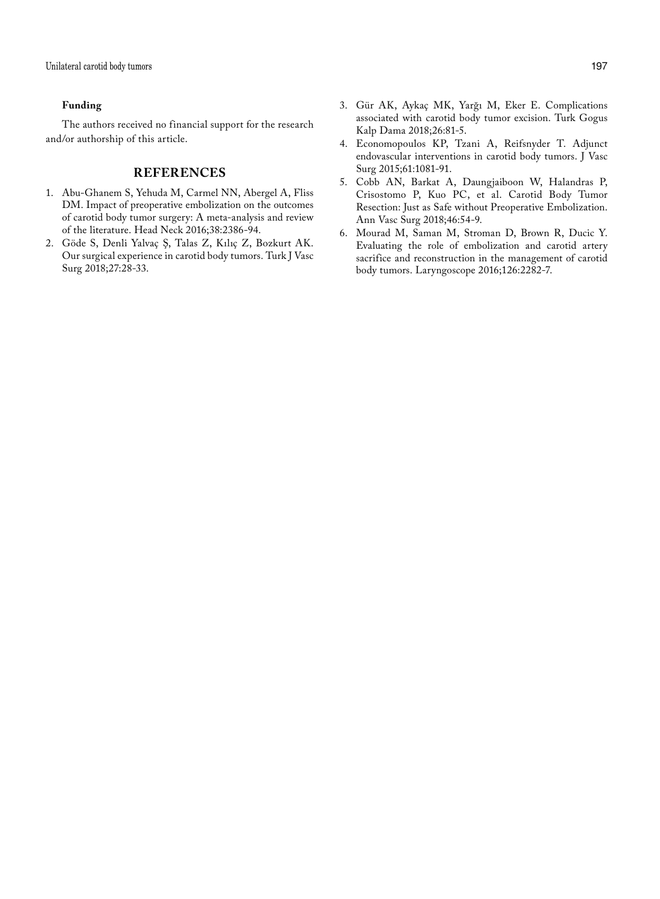**Funding**

The authors received no financial support for the research and/or authorship of this article.

## REFERENCES

1. Abu-Ghanem S, Yehuda M, Carmel NN, Abergel A, Fliss DM. Impact of preoperative embolization on the outcomes of carotid body tumor surgery: A meta-analysis and review of the literature. Head Neck 2016;38:2386-94.
2. Göde S, Denli Yalvaç Ş, Talas Z, Kılıç Z, Bozkurt AK. Our surgical experience in carotid body tumors. Turk J Vasc Surg 2018;27:28-33.
3. Gür AK, Aykaç MK, Yarğı M, Eker E. Complications associated with carotid body tumor excision. Turk Gogus Kalp Dama 2018;26:81-5.
4. Economopoulos KP, Tzani A, Reifsnyder T. Adjunct endovascular interventions in carotid body tumors. J Vasc Surg 2015;61:1081-91.
5. Cobb AN, Barkat A, Daungjaiboon W, Halandras P, Crisostomo P, Kuo PC, et al. Carotid Body Tumor Resection: Just as Safe without Preoperative Embolization. Ann Vasc Surg 2018;46:54-9.
6. Mourad M, Saman M, Stroman D, Brown R, Ducic Y. Evaluating the role of embolization and carotid artery sacrifice and reconstruction in the management of carotid body tumors. Laryngoscope 2016;126:2282-7.